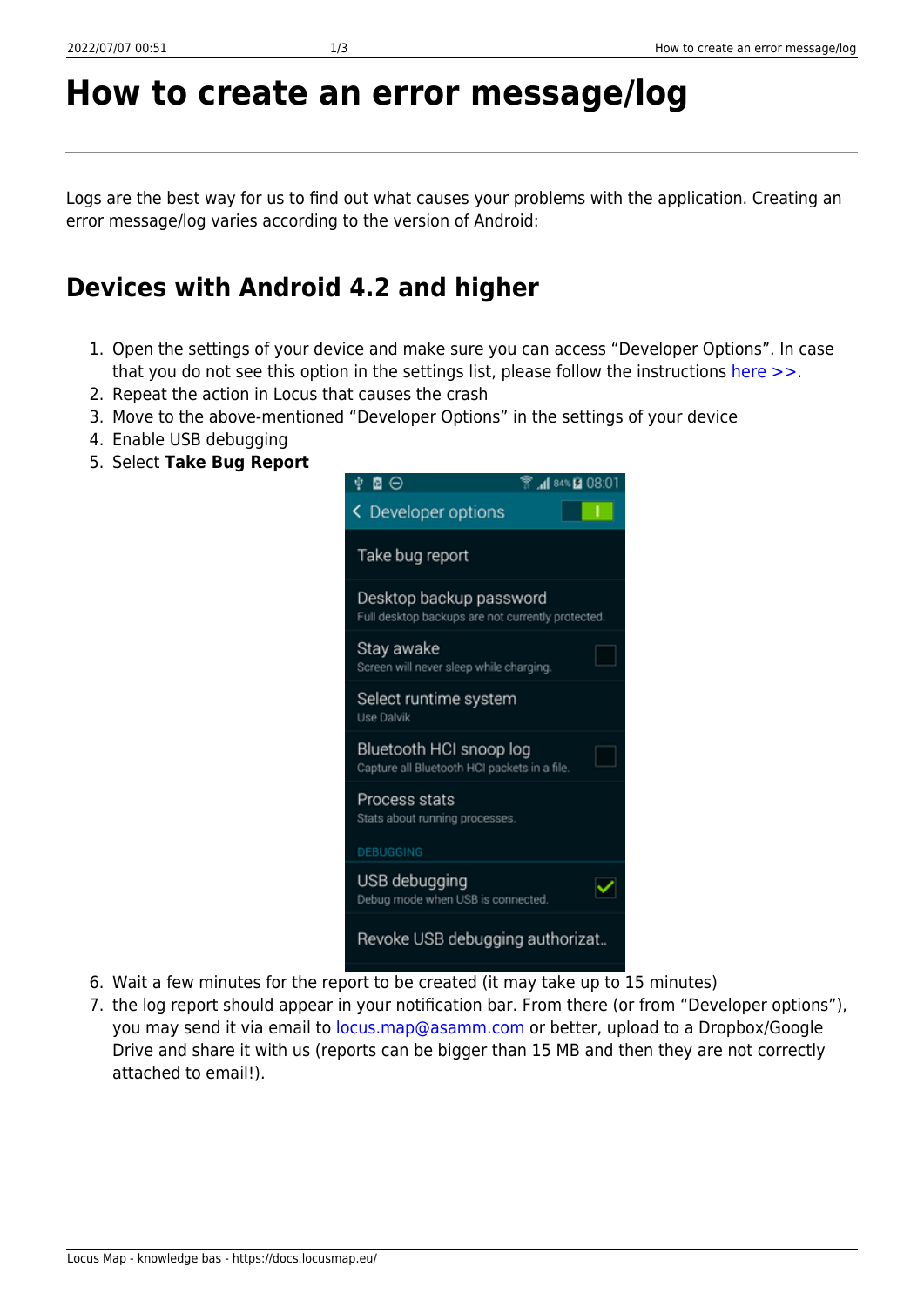# How to create an error message/log

Logs are the best way for us to find out what causes your problems with the application. Creating an error message/log varies according to the version of Android:

## Devices with Android 4.2 and higher

1. Open the settings of your device and make sure you can access “Developer Options”. In case that you do not see this option in the settings list, please follow the instructions here >>.
2. Repeat the action in Locus that causes the crash
3. Move to the above-mentioned “Developer Options” in the settings of your device
4. Enable USB debugging
5. Select **Take Bug Report**
6. Wait a few minutes for the report to be created (it may take up to 15 minutes)
7. the log report should appear in your notification bar. From there (or from “Developer options”), you may send it via email to locus.map@asamm.com or better, upload to a Dropbox/Google Drive and share it with us (reports can be bigger than 15 MB and then they are not correctly attached to email!).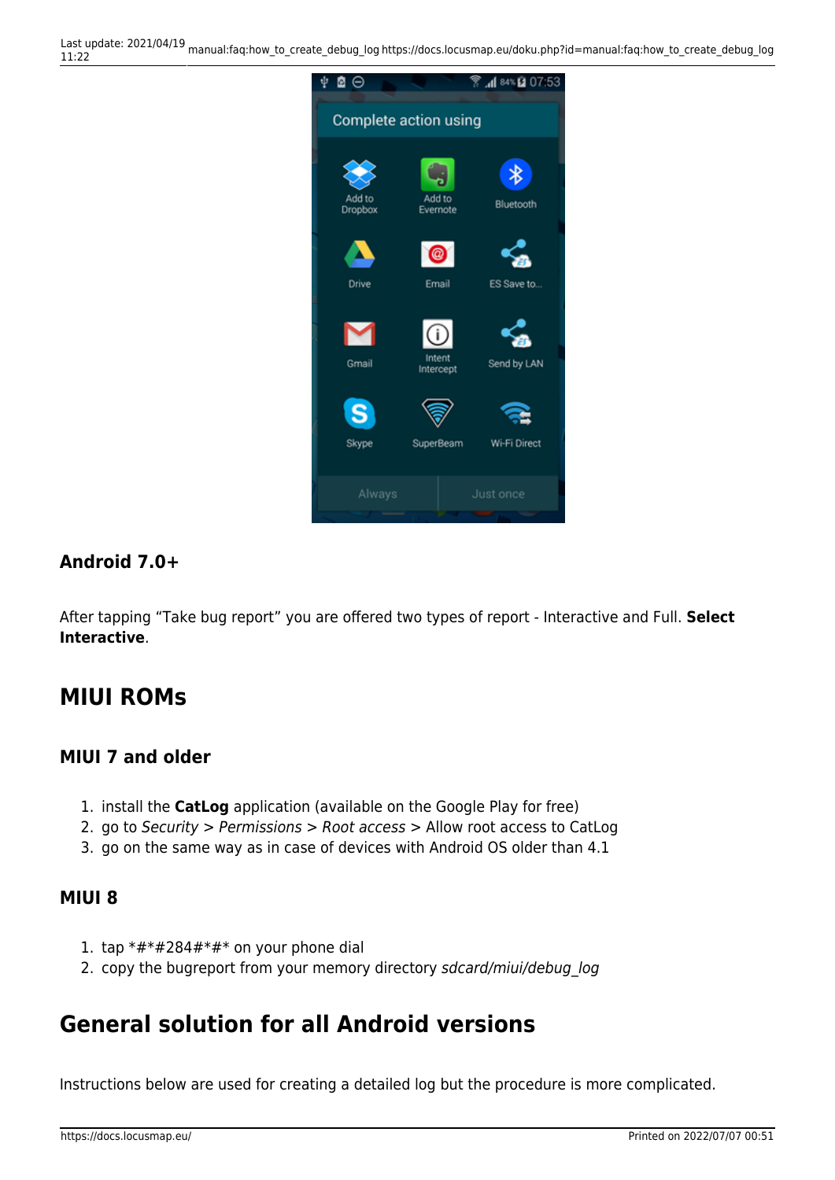### Android 7.0+

After tapping “Take bug report” you are offered two types of report - Interactive and Full. **Select Interactive**.

## MIUI ROMs

### MIUI 7 and older

1. install the **CatLog** application (available on the Google Play for free)
2. go to *Security* > *Permissions* > *Root access* > Allow root access to CatLog
3. go on the same way as in case of devices with Android OS older than 4.1

### MIUI 8

1. tap *#*#284#*#* on your phone dial
2. copy the bugreport from your memory directory *sdcard/miui/debug_log*

## General solution for all Android versions

Instructions below are used for creating a detailed log but the procedure is more complicated.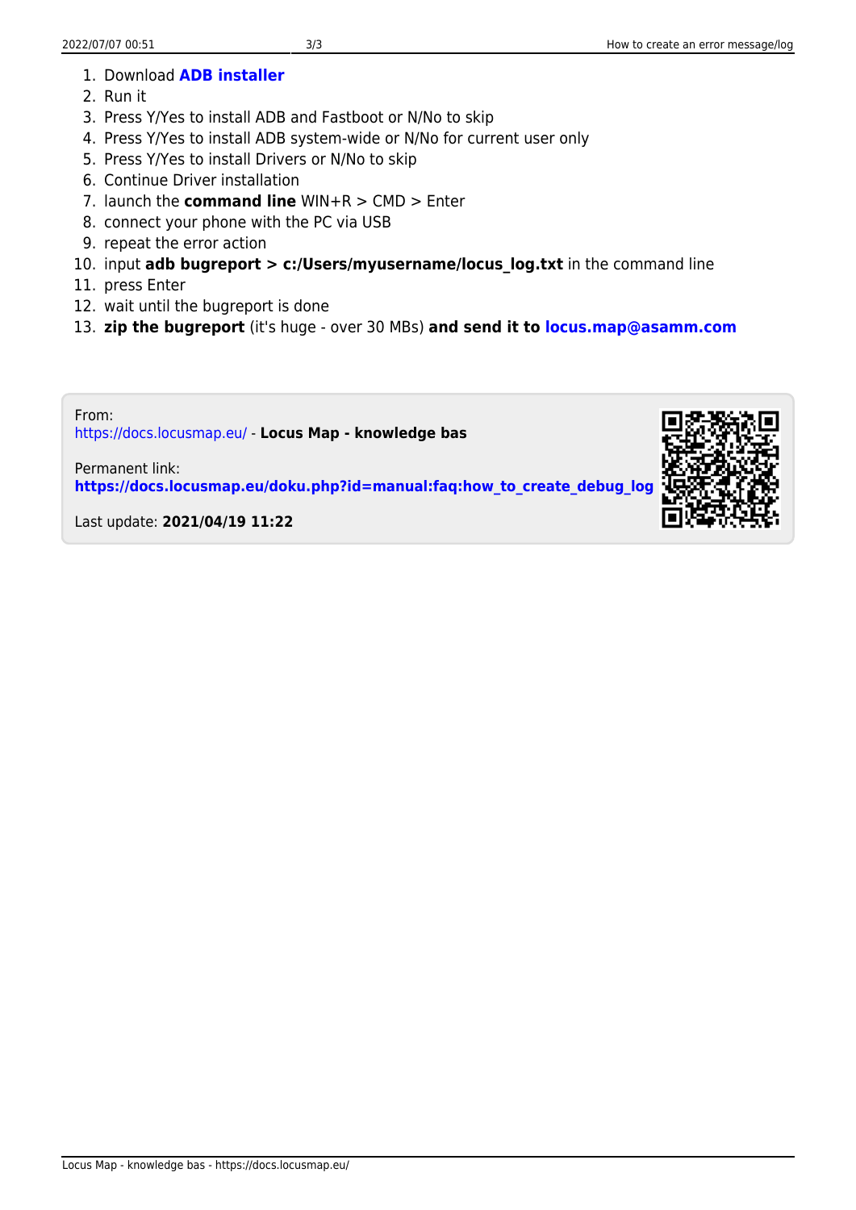1. Download **ADB installer**
2. Run it
3. Press Y/Yes to install ADB and Fastboot or N/No to skip
4. Press Y/Yes to install ADB system-wide or N/No for current user only
5. Press Y/Yes to install Drivers or N/No to skip
6. Continue Driver installation
7. launch the **command line** WIN+R > CMD > Enter
8. connect your phone with the PC via USB
9. repeat the error action
10. input **adb bugreport > c:/Users/myusername/locus_log.txt** in the command line
11. press Enter
12. wait until the bugreport is done
13. **zip the bugreport** (it's huge - over 30 MBs) **and send it to locus.map@asamm.com**

From:
https://docs.locusmap.eu/ - **Locus Map - knowledge bas**

Permanent link:
**https://docs.locusmap.eu/doku.php?id=manual:faq:how_to_create_debug_log**

Last update: **2021/04/19 11:22**